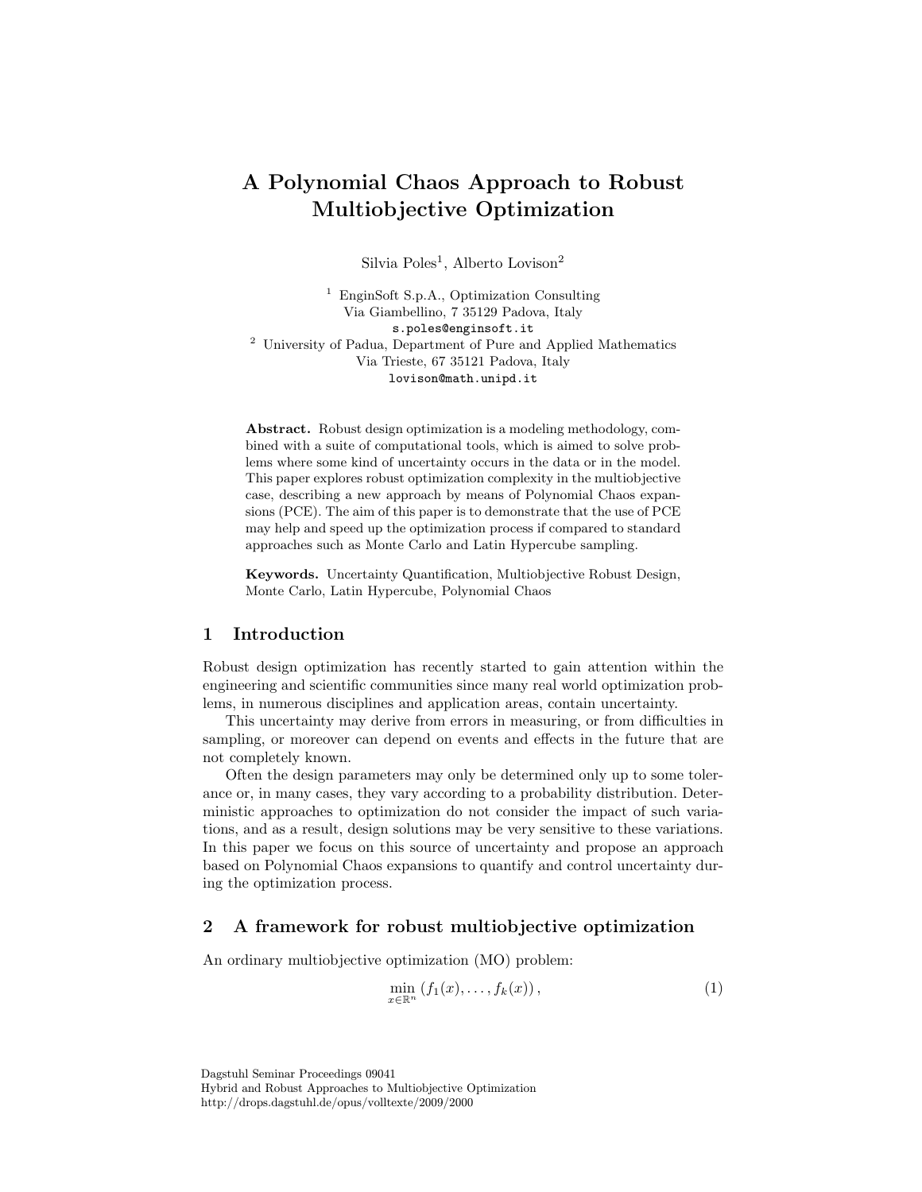# A Polynomial Chaos Approach to Robust Multiobjective Optimization

Silvia Poles[1], Alberto Lovison[2]

[1] EnginSoft S.p.A., Optimization Consulting
Via Giambellino, 7 35129 Padova, Italy
s.poles@enginsoft.it

[2] University of Padua, Department of Pure and Applied Mathematics
Via Trieste, 67 35121 Padova, Italy
lovison@math.unipd.it

**Abstract.** Robust design optimization is a modeling methodology, combined with a suite of computational tools, which is aimed to solve problems where some kind of uncertainty occurs in the data or in the model. This paper explores robust optimization complexity in the multiobjective case, describing a new approach by means of Polynomial Chaos expansions (PCE). The aim of this paper is to demonstrate that the use of PCE may help and speed up the optimization process if compared to standard approaches such as Monte Carlo and Latin Hypercube sampling.

**Keywords.** Uncertainty Quantification, Multiobjective Robust Design, Monte Carlo, Latin Hypercube, Polynomial Chaos

## 1 Introduction

Robust design optimization has recently started to gain attention within the engineering and scientific communities since many real world optimization problems, in numerous disciplines and application areas, contain uncertainty.

This uncertainty may derive from errors in measuring, or from difficulties in sampling, or moreover can depend on events and effects in the future that are not completely known.

Often the design parameters may only be determined only up to some tolerance or, in many cases, they vary according to a probability distribution. Deterministic approaches to optimization do not consider the impact of such variations, and as a result, design solutions may be very sensitive to these variations. In this paper we focus on this source of uncertainty and propose an approach based on Polynomial Chaos expansions to quantify and control uncertainty during the optimization process.

## 2 A framework for robust multiobjective optimization

An ordinary multiobjective optimization (MO) problem:

$$\min_{x \in \mathbb{R}^n} \left(f_1(x), \dots, f_k(x)\right), \tag{1}$$

Dagstuhl Seminar Proceedings 09041
Hybrid and Robust Approaches to Multiobjective Optimization
http://drops.dagstuhl.de/opus/volltexte/2009/2000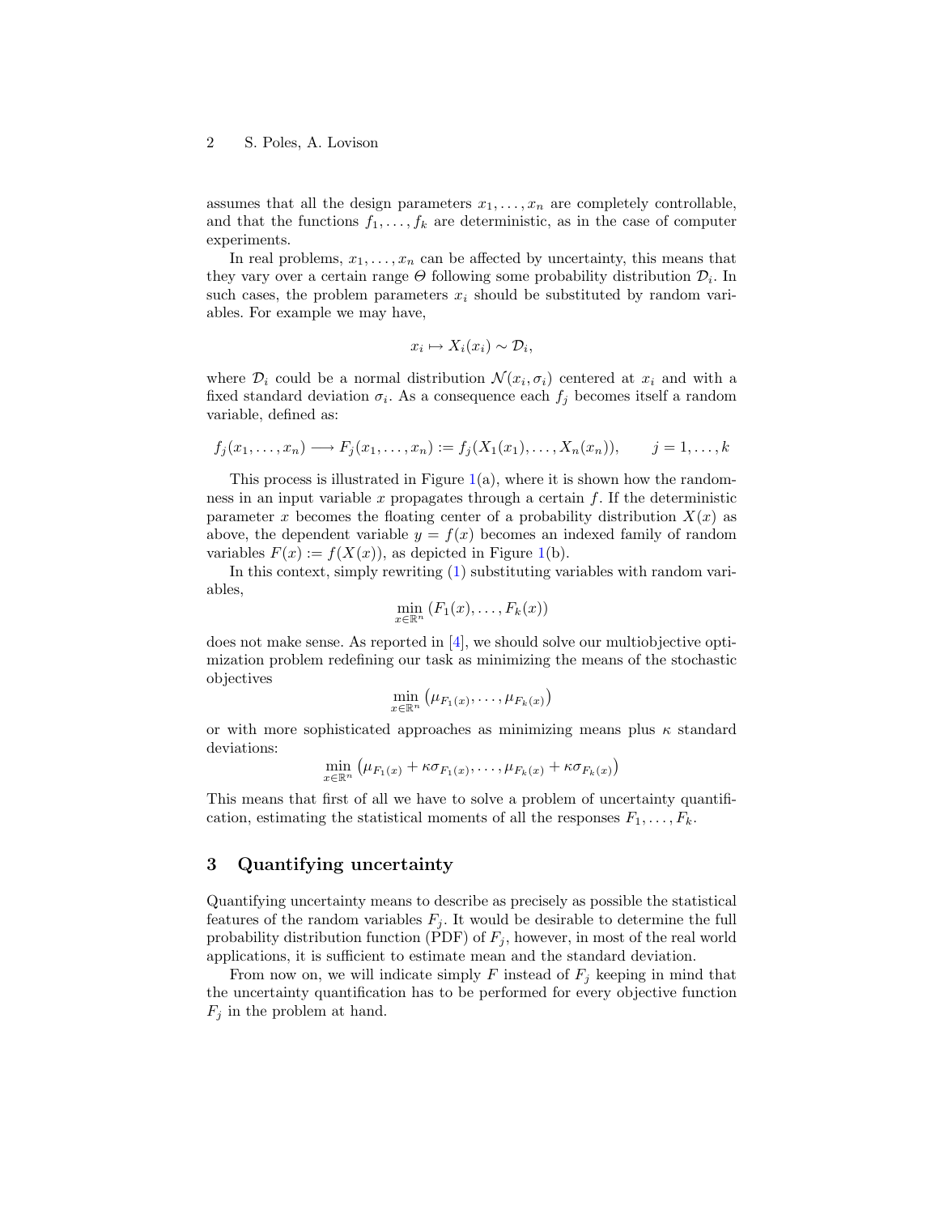assumes that all the design parameters $x_1, \ldots, x_n$ are completely controllable, and that the functions $f_1, \ldots, f_k$ are deterministic, as in the case of computer experiments.

In real problems, $x_1, \ldots, x_n$ can be affected by uncertainty, this means that they vary over a certain range $\Theta$ following some probability distribution $\mathcal{D}_i$. In such cases, the problem parameters $x_i$ should be substituted by random variables. For example we may have,

$$x_i \mapsto X_i(x_i) \sim \mathcal{D}_i,$$

where $\mathcal{D}_i$ could be a normal distribution $\mathcal{N}(x_i, \sigma_i)$ centered at $x_i$ and with a fixed standard deviation $\sigma_i$. As a consequence each $f_j$ becomes itself a random variable, defined as:

$$f_j(x_1, \ldots, x_n) \longrightarrow F_j(x_1, \ldots, x_n) := f_j(X_1(x_1), \ldots, X_n(x_n)), \qquad j = 1, \ldots, k$$

This process is illustrated in Figure 1(a), where it is shown how the randomness in an input variable $x$ propagates through a certain $f$. If the deterministic parameter $x$ becomes the floating center of a probability distribution $X(x)$ as above, the dependent variable $y = f(x)$ becomes an indexed family of random variables $F(x) := f(X(x))$, as depicted in Figure 1(b).

In this context, simply rewriting (1) substituting variables with random variables,

$$\min_{x \in \mathbb{R}^n} (F_1(x), \ldots, F_k(x))$$

does not make sense. As reported in [4], we should solve our multiobjective optimization problem redefining our task as minimizing the means of the stochastic objectives

$$\min_{x \in \mathbb{R}^n} \left(\mu_{F_1(x)}, \ldots, \mu_{F_k(x)}\right)$$

or with more sophisticated approaches as minimizing means plus $\kappa$ standard deviations:

$$\min_{x \in \mathbb{R}^n} \left(\mu_{F_1(x)} + \kappa\sigma_{F_1(x)}, \ldots, \mu_{F_k(x)} + \kappa\sigma_{F_k(x)}\right)$$

This means that first of all we have to solve a problem of uncertainty quantification, estimating the statistical moments of all the responses $F_1, \ldots, F_k$.

## 3 Quantifying uncertainty

Quantifying uncertainty means to describe as precisely as possible the statistical features of the random variables $F_j$. It would be desirable to determine the full probability distribution function (PDF) of $F_j$, however, in most of the real world applications, it is sufficient to estimate mean and the standard deviation.

From now on, we will indicate simply $F$ instead of $F_j$ keeping in mind that the uncertainty quantification has to be performed for every objective function $F_j$ in the problem at hand.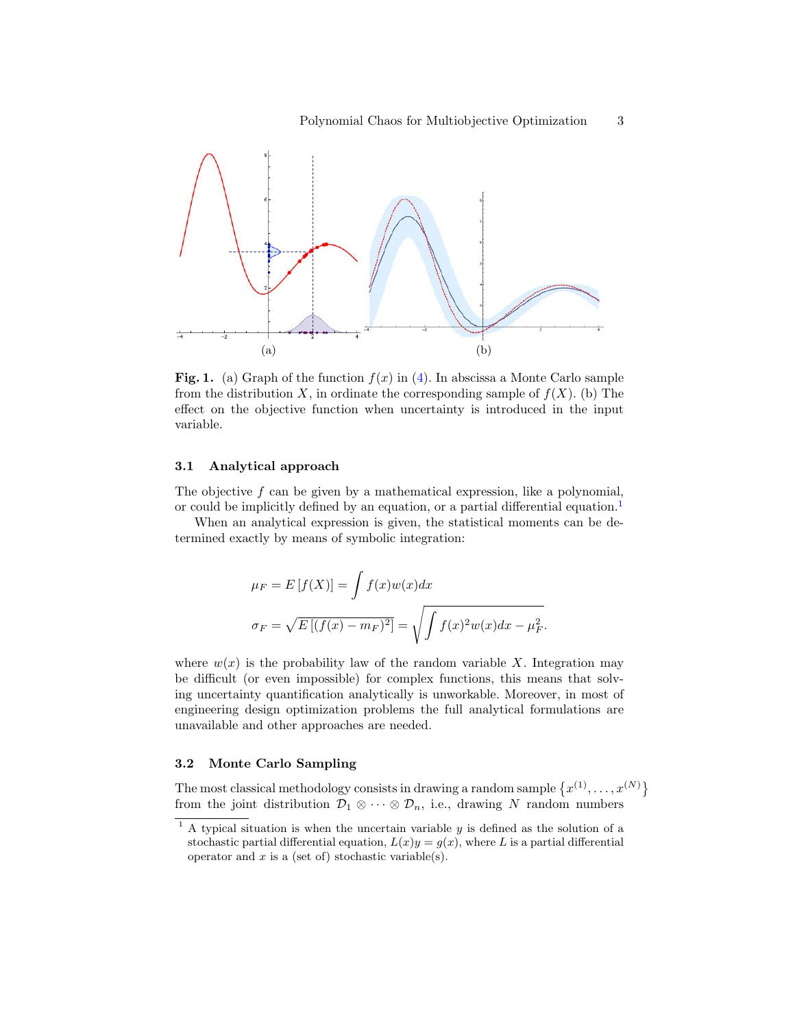(a) (b)

**Fig. 1.** (a) Graph of the function $f(x)$ in (4). In abscissa a Monte Carlo sample from the distribution $X$, in ordinate the corresponding sample of $f(X)$. (b) The effect on the objective function when uncertainty is introduced in the input variable.

### 3.1 Analytical approach

The objective $f$ can be given by a mathematical expression, like a polynomial, or could be implicitly defined by an equation, or a partial differential equation.[1]

When an analytical expression is given, the statistical moments can be determined exactly by means of symbolic integration:

$$
\mu_F = E\left[f(X)\right] = \int f(x)w(x)dx
$$

$$
\sigma_F = \sqrt{E\left[(f(x) - m_F)^2\right]} = \sqrt{\int f(x)^2 w(x)dx - \mu_F^2}.
$$

where $w(x)$ is the probability law of the random variable $X$. Integration may be difficult (or even impossible) for complex functions, this means that solving uncertainty quantification analytically is unworkable. Moreover, in most of engineering design optimization problems the full analytical formulations are unavailable and other approaches are needed.

### 3.2 Monte Carlo Sampling

The most classical methodology consists in drawing a random sample $\left\{x^{(1)}, \ldots, x^{(N)}\right\}$ from the joint distribution $\mathcal{D}_1 \otimes \cdots \otimes \mathcal{D}_n$, i.e., drawing $N$ random numbers

[1] A typical situation is when the uncertain variable $y$ is defined as the solution of a stochastic partial differential equation, $L(x)y = g(x)$, where $L$ is a partial differential operator and $x$ is a (set of) stochastic variable(s).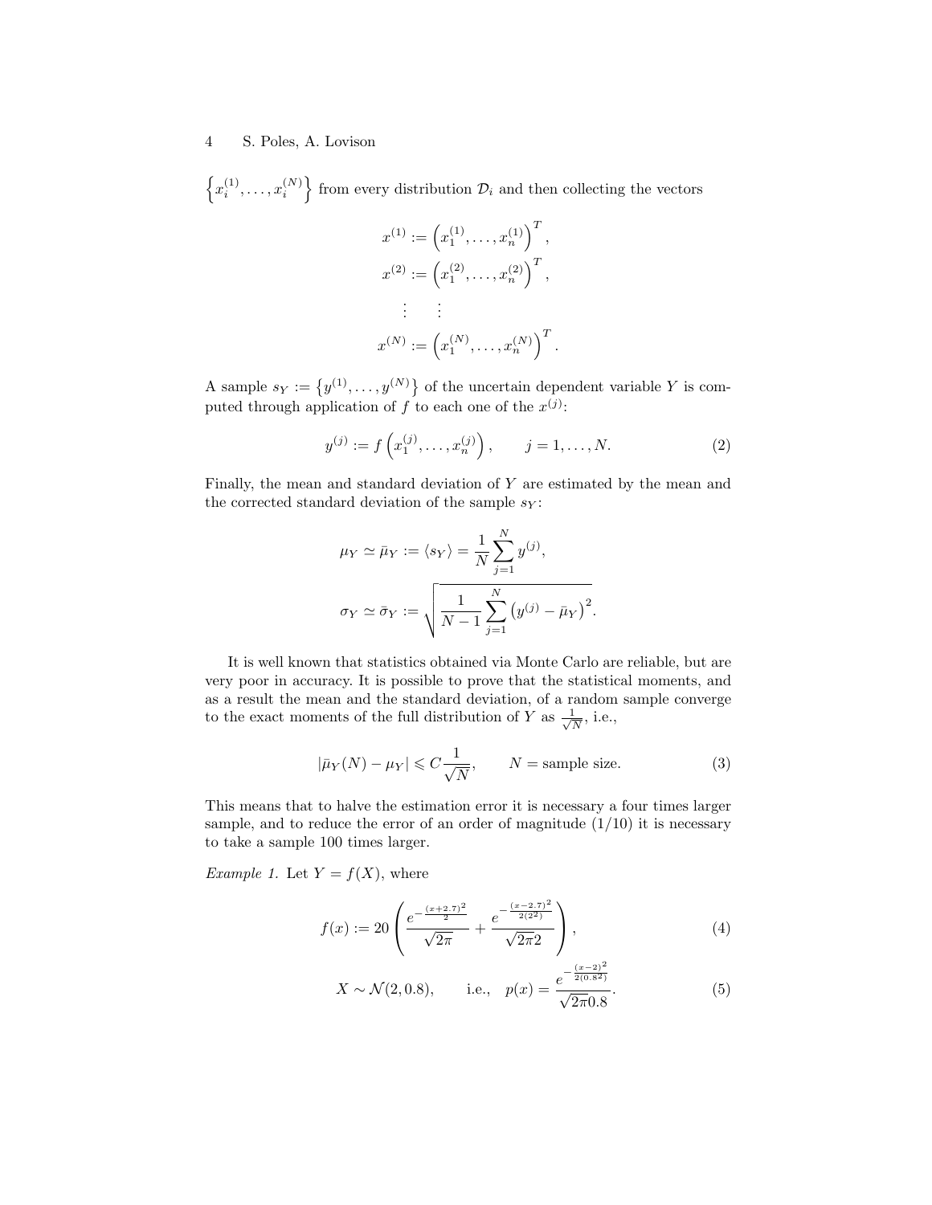$\left\{x_i^{(1)}, \ldots, x_i^{(N)}\right\}$ from every distribution $\mathcal{D}_i$ and then collecting the vectors

$$
\begin{aligned}
x^{(1)} &:= \left(x_1^{(1)}, \ldots, x_n^{(1)}\right)^T, \\
x^{(2)} &:= \left(x_1^{(2)}, \ldots, x_n^{(2)}\right)^T, \\
&\vdots \quad \vdots \\
x^{(N)} &:= \left(x_1^{(N)}, \ldots, x_n^{(N)}\right)^T.
\end{aligned}
$$

A sample $s_Y := \left\{y^{(1)}, \ldots, y^{(N)}\right\}$ of the uncertain dependent variable $Y$ is computed through application of $f$ to each one of the $x^{(j)}$:

$$
y^{(j)} := f\left(x_1^{(j)}, \ldots, x_n^{(j)}\right), \qquad j = 1, \ldots, N. \tag{2}
$$

Finally, the mean and standard deviation of $Y$ are estimated by the mean and the corrected standard deviation of the sample $s_Y$:

$$
\mu_Y \simeq \bar{\mu}_Y := \langle s_Y \rangle = \frac{1}{N} \sum_{j=1}^{N} y^{(j)},
$$

$$
\sigma_Y \simeq \bar{\sigma}_Y := \sqrt{\frac{1}{N-1} \sum_{j=1}^{N} \left(y^{(j)} - \bar{\mu}_Y\right)^2}.
$$

It is well known that statistics obtained via Monte Carlo are reliable, but are very poor in accuracy. It is possible to prove that the statistical moments, and as a result the mean and the standard deviation, of a random sample converge to the exact moments of the full distribution of $Y$ as $\frac{1}{\sqrt{N}}$, i.e.,

$$
|\bar{\mu}_Y(N) - \mu_Y| \leqslant C \frac{1}{\sqrt{N}}, \qquad N = \text{sample size}. \tag{3}
$$

This means that to halve the estimation error it is necessary a four times larger sample, and to reduce the error of an order of magnitude (1/10) it is necessary to take a sample 100 times larger.

*Example 1.* Let $Y = f(X)$, where

$$
f(x) := 20 \left( \frac{e^{-\frac{(x+2.7)^2}{2}}}{\sqrt{2\pi}} + \frac{e^{-\frac{(x-2.7)^2}{2(2^2)}}}{\sqrt{2\pi}2} \right), \tag{4}
$$

$$
X \sim \mathcal{N}(2, 0.8), \qquad \text{i.e.,} \quad p(x) = \frac{e^{-\frac{(x-2)^2}{2(0.8^2)}}}{\sqrt{2\pi}0.8}. \tag{5}
$$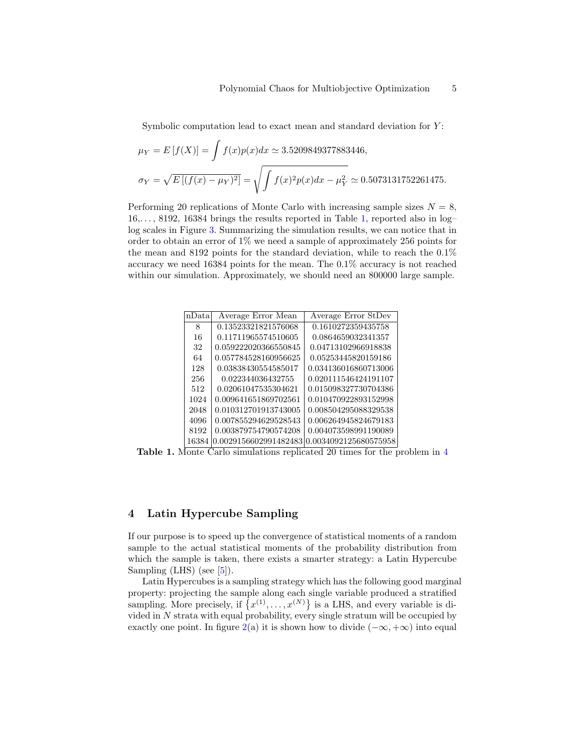Symbolic computation lead to exact mean and standard deviation for $Y$:

$$\mu_Y = E\left[f(X)\right] = \int f(x)p(x)dx \simeq 3.5209849377883446,$$

$$\sigma_Y = \sqrt{E\left[(f(x)-\mu_Y)^2\right]} = \sqrt{\int f(x)^2 p(x)dx - \mu_Y^2} \simeq 0.5073131752261475.$$

Performing 20 replications of Monte Carlo with increasing sample sizes $N = 8$, 16,..., 8192, 16384 brings the results reported in Table 1, reported also in log–log scales in Figure 3. Summarizing the simulation results, we can notice that in order to obtain an error of 1% we need a sample of approximately 256 points for the mean and 8192 points for the standard deviation, while to reach the 0.1% accuracy we need 16384 points for the mean. The 0.1% accuracy is not reached within our simulation. Approximately, we should need an 800000 large sample.

| nData | Average Error Mean | Average Error StDev |
|---|---|---|
| 8 | 0.13523321821576068 | 0.16102723594357758 |
| 16 | 0.11711965574510605 | 0.0864659032341357 |
| 32 | 0.059222020366550845 | 0.04713102966918838 |
| 64 | 0.057784528160956625 | 0.05253445820159186 |
| 128 | 0.03838430554585017 | 0.034136016860713006 |
| 256 | 0.022344036432755 | 0.020111546424191107 |
| 512 | 0.02061047535304621 | 0.015098327730704386 |
| 1024 | 0.009641651869702561 | 0.010470922893152998 |
| 2048 | 0.010312701913743005 | 0.008504295088329538 |
| 4096 | 0.007855294629528543 | 0.006264945824679183 |
| 8192 | 0.003879754790574208 | 0.004073598991190089 |
| 16384 | 0.0029156602991482483 | 0.0034092125680575958 |

**Table 1.** Monte Carlo simulations replicated 20 times for the problem in 4

## 4 Latin Hypercube Sampling

If our purpose is to speed up the convergence of statistical moments of a random sample to the actual statistical moments of the probability distribution from which the sample is taken, there exists a smarter strategy: a Latin Hypercube Sampling (LHS) (see [5]).

Latin Hypercubes is a sampling strategy which has the following good marginal property: projecting the sample along each single variable produced a stratified sampling. More precisely, if $\left\{x^{(1)}, \ldots, x^{(N)}\right\}$ is a LHS, and every variable is divided in $N$ strata with equal probability, every single stratum will be occupied by exactly one point. In figure 2(a) it is shown how to divide $(-\infty, +\infty)$ into equal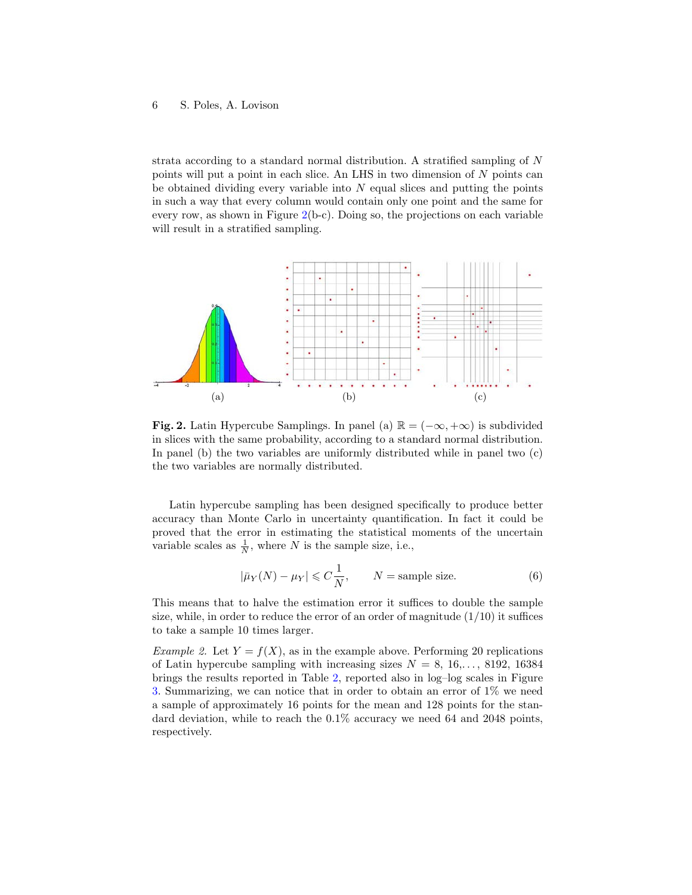strata according to a standard normal distribution. A stratified sampling of $N$ points will put a point in each slice. An LHS in two dimension of $N$ points can be obtained dividing every variable into $N$ equal slices and putting the points in such a way that every column would contain only one point and the same for every row, as shown in Figure 2(b-c). Doing so, the projections on each variable will result in a stratified sampling.

**Fig. 2.** Latin Hypercube Samplings. In panel (a) $\mathbb{R} = (-\infty, +\infty)$ is subdivided in slices with the same probability, according to a standard normal distribution. In panel (b) the two variables are uniformly distributed while in panel two (c) the two variables are normally distributed.

Latin hypercube sampling has been designed specifically to produce better accuracy than Monte Carlo in uncertainty quantification. In fact it could be proved that the error in estimating the statistical moments of the uncertain variable scales as $\frac{1}{N}$, where $N$ is the sample size, i.e.,

$$|\bar{\mu}_Y(N) - \mu_Y| \leqslant C\frac{1}{N}, \qquad N = \text{sample size}. \tag{6}$$

This means that to halve the estimation error it suffices to double the sample size, while, in order to reduce the error of an order of magnitude (1/10) it suffices to take a sample 10 times larger.

*Example 2.* Let $Y = f(X)$, as in the example above. Performing 20 replications of Latin hypercube sampling with increasing sizes $N = 8, 16, \ldots, 8192, 16384$ brings the results reported in Table 2, reported also in log–log scales in Figure 3. Summarizing, we can notice that in order to obtain an error of 1% we need a sample of approximately 16 points for the mean and 128 points for the standard deviation, while to reach the 0.1% accuracy we need 64 and 2048 points, respectively.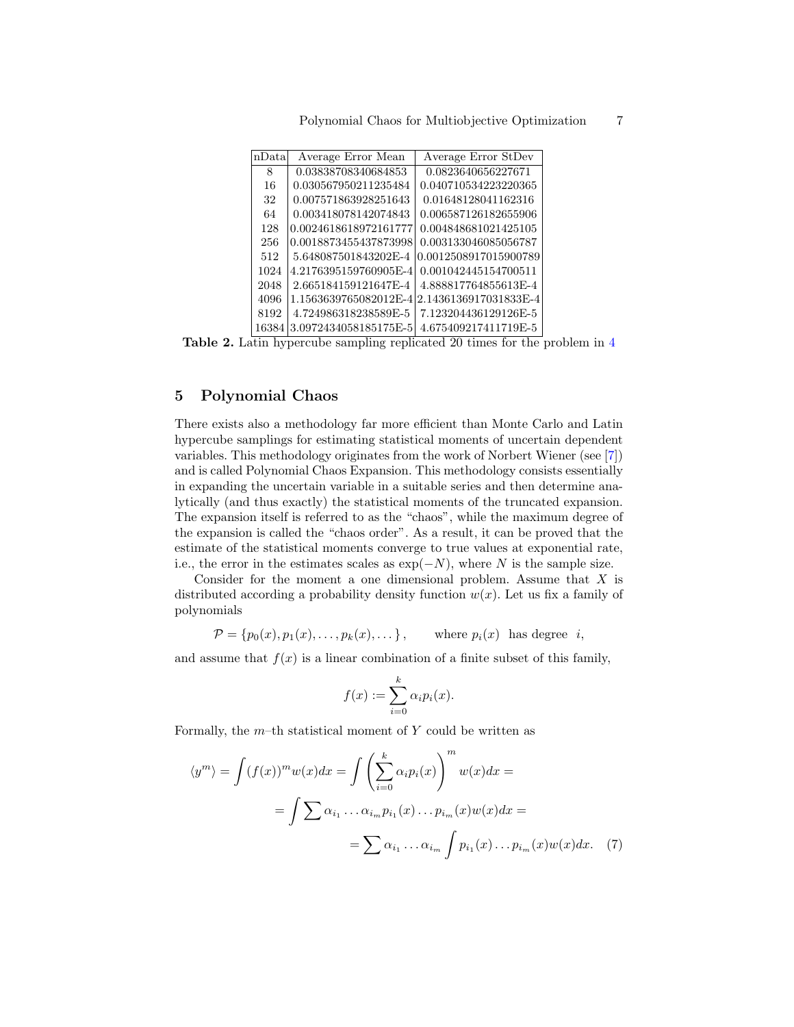| nData | Average Error Mean | Average Error StDev |
|---|---|---|
| 8 | 0.03838708340684853 | 0.0823640656227671 |
| 16 | 0.030567950211235484 | 0.040710534223220365 |
| 32 | 0.007571863928251643 | 0.01648128041162316 |
| 64 | 0.003418078142074843 | 0.006587126182655906 |
| 128 | 0.0024618618972161777 | 0.004848681021425105 |
| 256 | 0.0018873455437873998 | 0.003133046085056787 |
| 512 | 5.648087501843202E-4 | 0.0012508917015900789 |
| 1024 | 4.2176395159760905E-4 | 0.001042445154700511 |
| 2048 | 2.665184159121647E-4 | 4.888817764855613E-4 |
| 4096 | 1.1563639765082012E-4 | 2.1436136917031833E-4 |
| 8192 | 4.724986318238589E-5 | 7.123204436129126E-5 |
| 16384 | 3.0972434058185175E-5 | 4.675409217411719E-5 |

**Table 2.** Latin hypercube sampling replicated 20 times for the problem in 4

## 5 Polynomial Chaos

There exists also a methodology far more efficient than Monte Carlo and Latin hypercube samplings for estimating statistical moments of uncertain dependent variables. This methodology originates from the work of Norbert Wiener (see [7]) and is called Polynomial Chaos Expansion. This methodology consists essentially in expanding the uncertain variable in a suitable series and then determine analytically (and thus exactly) the statistical moments of the truncated expansion. The expansion itself is referred to as the "chaos", while the maximum degree of the expansion is called the "chaos order". As a result, it can be proved that the estimate of the statistical moments converge to true values at exponential rate, i.e., the error in the estimates scales as $\exp(-N)$, where $N$ is the sample size.

Consider for the moment a one dimensional problem. Assume that $X$ is distributed according a probability density function $w(x)$. Let us fix a family of polynomials

$$\mathcal{P} = \{p_0(x), p_1(x), \ldots, p_k(x), \ldots\}, \qquad \text{where } p_i(x) \text{ has degree } i,$$

and assume that $f(x)$ is a linear combination of a finite subset of this family,

$$f(x) := \sum_{i=0}^{k} \alpha_i p_i(x).$$

Formally, the $m$–th statistical moment of $Y$ could be written as

$$\begin{aligned}
\langle y^m \rangle = \int (f(x))^m w(x) dx = \int \left( \sum_{i=0}^{k} \alpha_i p_i(x) \right)^m w(x) dx = \\
= \int \sum \alpha_{i_1} \ldots \alpha_{i_m} p_{i_1}(x) \ldots p_{i_m}(x) w(x) dx = \\
= \sum \alpha_{i_1} \ldots \alpha_{i_m} \int p_{i_1}(x) \ldots p_{i_m}(x) w(x) dx. \quad (7)
\end{aligned}$$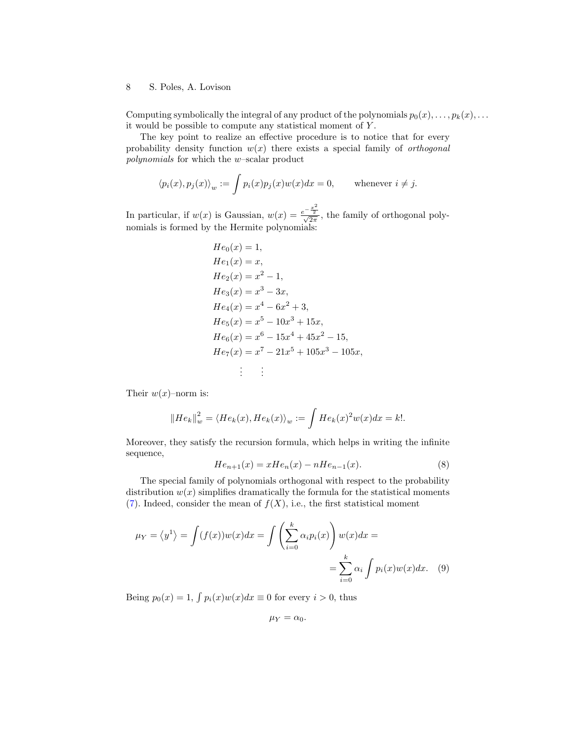Computing symbolically the integral of any product of the polynomials $p_0(x), \ldots, p_k(x), \ldots$ it would be possible to compute any statistical moment of $Y$.

The key point to realize an effective procedure is to notice that for every probability density function $w(x)$ there exists a special family of *orthogonal polynomials* for which the $w$–scalar product

$$\langle p_i(x), p_j(x) \rangle_w := \int p_i(x) p_j(x) w(x) dx = 0, \qquad \text{whenever } i \neq j.$$

In particular, if $w(x)$ is Gaussian, $w(x) = \frac{e^{-\frac{x^2}{2}}}{\sqrt{2\pi}}$, the family of orthogonal polynomials is formed by the Hermite polynomials:

$$
\begin{aligned}
He_0(x) &= 1, \\
He_1(x) &= x, \\
He_2(x) &= x^2 - 1, \\
He_3(x) &= x^3 - 3x, \\
He_4(x) &= x^4 - 6x^2 + 3, \\
He_5(x) &= x^5 - 10x^3 + 15x, \\
He_6(x) &= x^6 - 15x^4 + 45x^2 - 15, \\
He_7(x) &= x^7 - 21x^5 + 105x^3 - 105x, \\
\vdots \quad & \quad \vdots
\end{aligned}
$$

Their $w(x)$–norm is:

$$\|He_k\|_w^2 = \langle He_k(x), He_k(x) \rangle_w := \int He_k(x)^2 w(x) dx = k!.$$

Moreover, they satisfy the recursion formula, which helps in writing the infinite sequence,

$$He_{n+1}(x) = x He_n(x) - n He_{n-1}(x). \tag{8}$$

The special family of polynomials orthogonal with respect to the probability distribution $w(x)$ simplifies dramatically the formula for the statistical moments (7). Indeed, consider the mean of $f(X)$, i.e., the first statistical moment

$$\mu_Y = \langle y^1 \rangle = \int (f(x)) w(x) dx = \int \left( \sum_{i=0}^{k} \alpha_i p_i(x) \right) w(x) dx = \\ = \sum_{i=0}^{k} \alpha_i \int p_i(x) w(x) dx. \tag{9}$$

Being $p_0(x) = 1$, $\int p_i(x) w(x) dx \equiv 0$ for every $i > 0$, thus

$$\mu_Y = \alpha_0.$$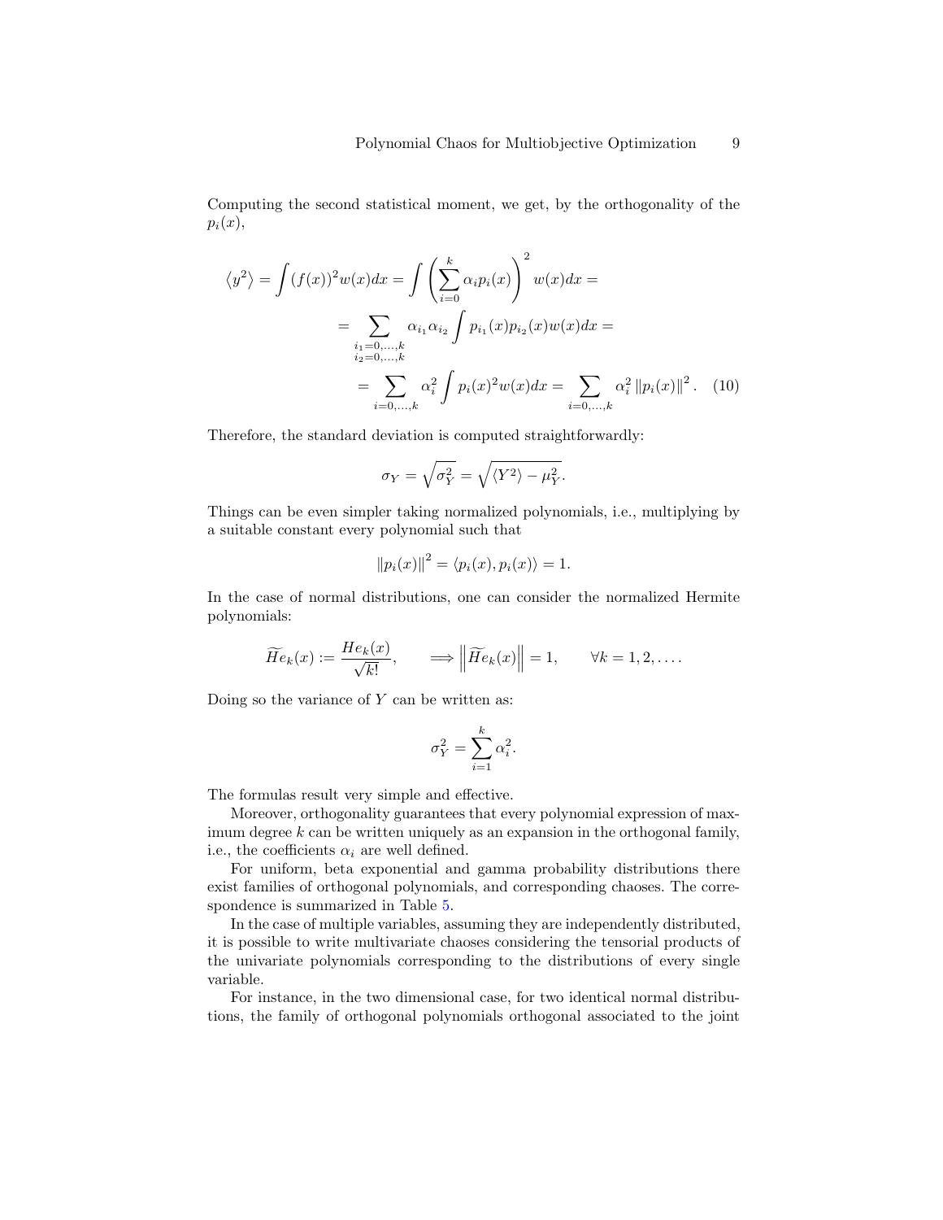Computing the second statistical moment, we get, by the orthogonality of the $p_i(x)$,

$$\begin{aligned}
\langle y^2 \rangle = \int (f(x))^2 w(x) dx = \int \left( \sum_{i=0}^{k} \alpha_i p_i(x) \right)^2 w(x) dx = \\
= \sum_{\substack{i_1=0,\ldots,k \\ i_2=0,\ldots,k}} \alpha_{i_1} \alpha_{i_2} \int p_{i_1}(x) p_{i_2}(x) w(x) dx = \\
= \sum_{i=0,\ldots,k} \alpha_i^2 \int p_i(x)^2 w(x) dx = \sum_{i=0,\ldots,k} \alpha_i^2 \left\| p_i(x) \right\|^2 . \quad (10)
\end{aligned}$$

Therefore, the standard deviation is computed straightforwardly:

$$\sigma_Y = \sqrt{\sigma_Y^2} = \sqrt{\langle Y^2 \rangle - \mu_Y^2}.$$

Things can be even simpler taking normalized polynomials, i.e., multiplying by a suitable constant every polynomial such that

$$\left\| p_i(x) \right\|^2 = \langle p_i(x), p_i(x) \rangle = 1.$$

In the case of normal distributions, one can consider the normalized Hermite polynomials:

$$\widetilde{He}_k(x) := \frac{He_k(x)}{\sqrt{k!}}, \qquad \Longrightarrow \left\| \widetilde{He}_k(x) \right\| = 1, \qquad \forall k = 1, 2, \ldots .$$

Doing so the variance of $Y$ can be written as:

$$\sigma_Y^2 = \sum_{i=1}^{k} \alpha_i^2.$$

The formulas result very simple and effective.

Moreover, orthogonality guarantees that every polynomial expression of maximum degree $k$ can be written uniquely as an expansion in the orthogonal family, i.e., the coefficients $\alpha_i$ are well defined.

For uniform, beta exponential and gamma probability distributions there exist families of orthogonal polynomials, and corresponding chaoses. The correspondence is summarized in Table 5.

In the case of multiple variables, assuming they are independently distributed, it is possible to write multivariate chaoses considering the tensorial products of the univariate polynomials corresponding to the distributions of every single variable.

For instance, in the two dimensional case, for two identical normal distributions, the family of orthogonal polynomials orthogonal associated to the joint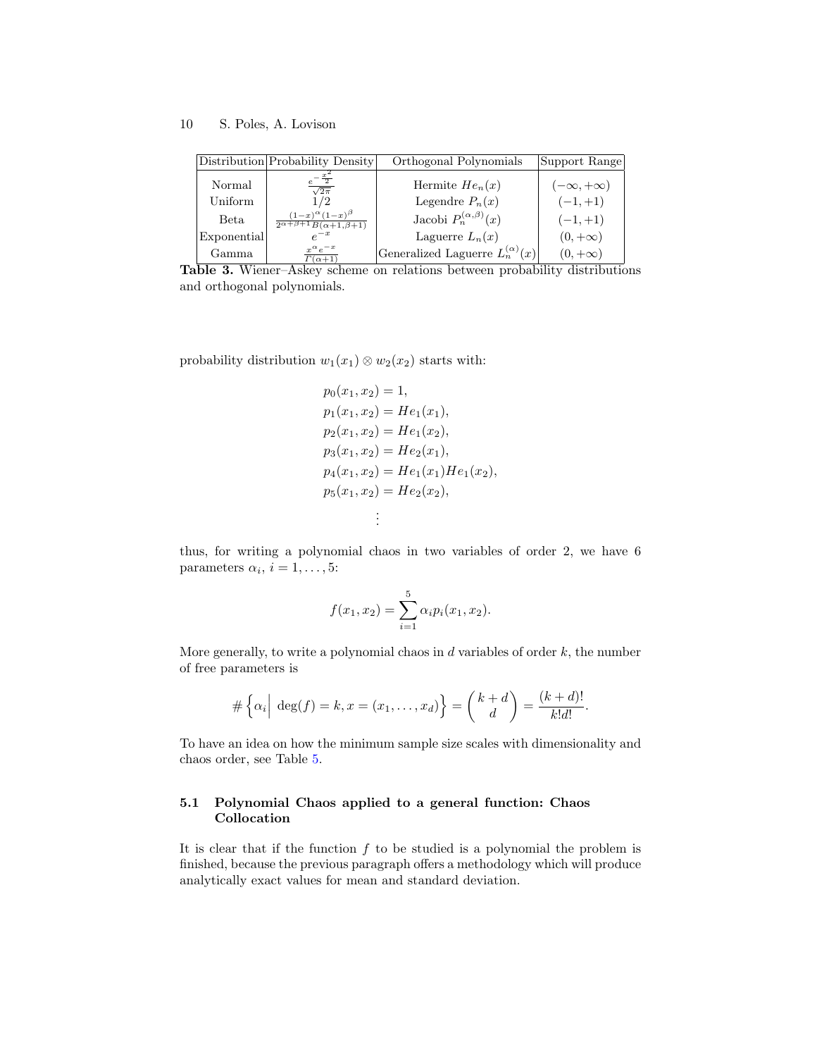| Distribution | Probability Density | Orthogonal Polynomials | Support Range |
|---|---|---|---|
| Normal | $\frac{e^{-\frac{x^2}{2}}}{\sqrt{2\pi}}$ | Hermite $He_n(x)$ | $(-\infty, +\infty)$ |
| Uniform | $1/2$ | Legendre $P_n(x)$ | $(-1, +1)$ |
| Beta | $\frac{(1-x)^{\alpha}(1-x)^{\beta}}{2^{\alpha+\beta+1}B(\alpha+1,\beta+1)}$ | Jacobi $P_n^{(\alpha,\beta)}(x)$ | $(-1, +1)$ |
| Exponential | $e^{-x}$ | Laguerre $L_n(x)$ | $(0, +\infty)$ |
| Gamma | $\frac{x^{\alpha}e^{-x}}{\Gamma(\alpha+1)}$ | Generalized Laguerre $L_n^{(\alpha)}(x)$ | $(0, +\infty)$ |

**Table 3.** Wiener–Askey scheme on relations between probability distributions and orthogonal polynomials.

probability distribution $w_1(x_1) \otimes w_2(x_2)$ starts with:

$$
\begin{aligned}
p_0(x_1, x_2) &= 1, \\
p_1(x_1, x_2) &= He_1(x_1), \\
p_2(x_1, x_2) &= He_1(x_2), \\
p_3(x_1, x_2) &= He_2(x_1), \\
p_4(x_1, x_2) &= He_1(x_1)He_1(x_2), \\
p_5(x_1, x_2) &= He_2(x_2), \\
&\vdots
\end{aligned}
$$

thus, for writing a polynomial chaos in two variables of order 2, we have 6 parameters $\alpha_i$, $i = 1, \dots, 5$:

$$
f(x_1, x_2) = \sum_{i=1}^{5} \alpha_i p_i(x_1, x_2).
$$

More generally, to write a polynomial chaos in $d$ variables of order $k$, the number of free parameters is

$$
\# \left\{ \alpha_i \middle| \deg(f) = k, x = (x_1, \dots, x_d) \right\} = \binom{k+d}{d} = \frac{(k+d)!}{k!d!}.
$$

To have an idea on how the minimum sample size scales with dimensionality and chaos order, see Table 5.

### 5.1 Polynomial Chaos applied to a general function: Chaos Collocation

It is clear that if the function $f$ to be studied is a polynomial the problem is finished, because the previous paragraph offers a methodology which will produce analytically exact values for mean and standard deviation.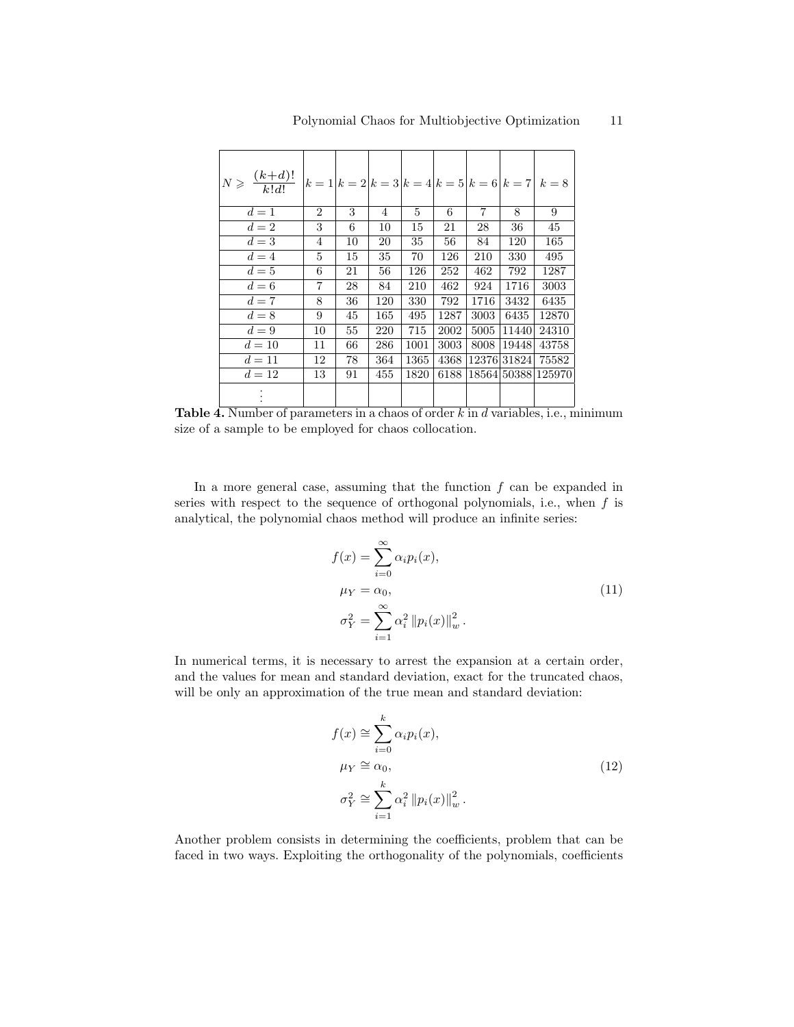| $N \geqslant \frac{(k+d)!}{k!d!}$ | $k=1$ | $k=2$ | $k=3$ | $k=4$ | $k=5$ | $k=6$ | $k=7$ | $k=8$ |
|---|---|---|---|---|---|---|---|---|
| $d=1$ | 2 | 3 | 4 | 5 | 6 | 7 | 8 | 9 |
| $d=2$ | 3 | 6 | 10 | 15 | 21 | 28 | 36 | 45 |
| $d=3$ | 4 | 10 | 20 | 35 | 56 | 84 | 120 | 165 |
| $d=4$ | 5 | 15 | 35 | 70 | 126 | 210 | 330 | 495 |
| $d=5$ | 6 | 21 | 56 | 126 | 252 | 462 | 792 | 1287 |
| $d=6$ | 7 | 28 | 84 | 210 | 462 | 924 | 1716 | 3003 |
| $d=7$ | 8 | 36 | 120 | 330 | 792 | 1716 | 3432 | 6435 |
| $d=8$ | 9 | 45 | 165 | 495 | 1287 | 3003 | 6435 | 12870 |
| $d=9$ | 10 | 55 | 220 | 715 | 2002 | 5005 | 11440 | 24310 |
| $d=10$ | 11 | 66 | 286 | 1001 | 3003 | 8008 | 19448 | 43758 |
| $d=11$ | 12 | 78 | 364 | 1365 | 4368 | 12376 | 31824 | 75582 |
| $d=12$ | 13 | 91 | 455 | 1820 | 6188 | 18564 | 50388 | 125970 |
| $\vdots$ | | | | | | | | |

**Table 4.** Number of parameters in a chaos of order $k$ in $d$ variables, i.e., minimum size of a sample to be employed for chaos collocation.

In a more general case, assuming that the function $f$ can be expanded in series with respect to the sequence of orthogonal polynomials, i.e., when $f$ is analytical, the polynomial chaos method will produce an infinite series:

$$
\begin{aligned}
f(x) &= \sum_{i=0}^{\infty} \alpha_i p_i(x), \\
\mu_Y &= \alpha_0, \\
\sigma_Y^2 &= \sum_{i=1}^{\infty} \alpha_i^2 \left\| p_i(x) \right\|_w^2 .
\end{aligned}
\tag{11}
$$

In numerical terms, it is necessary to arrest the expansion at a certain order, and the values for mean and standard deviation, exact for the truncated chaos, will be only an approximation of the true mean and standard deviation:

$$
\begin{aligned}
f(x) &\cong \sum_{i=0}^{k} \alpha_i p_i(x), \\
\mu_Y &\cong \alpha_0, \\
\sigma_Y^2 &\cong \sum_{i=1}^{k} \alpha_i^2 \left\| p_i(x) \right\|_w^2 .
\end{aligned}
\tag{12}
$$

Another problem consists in determining the coefficients, problem that can be faced in two ways. Exploiting the orthogonality of the polynomials, coefficients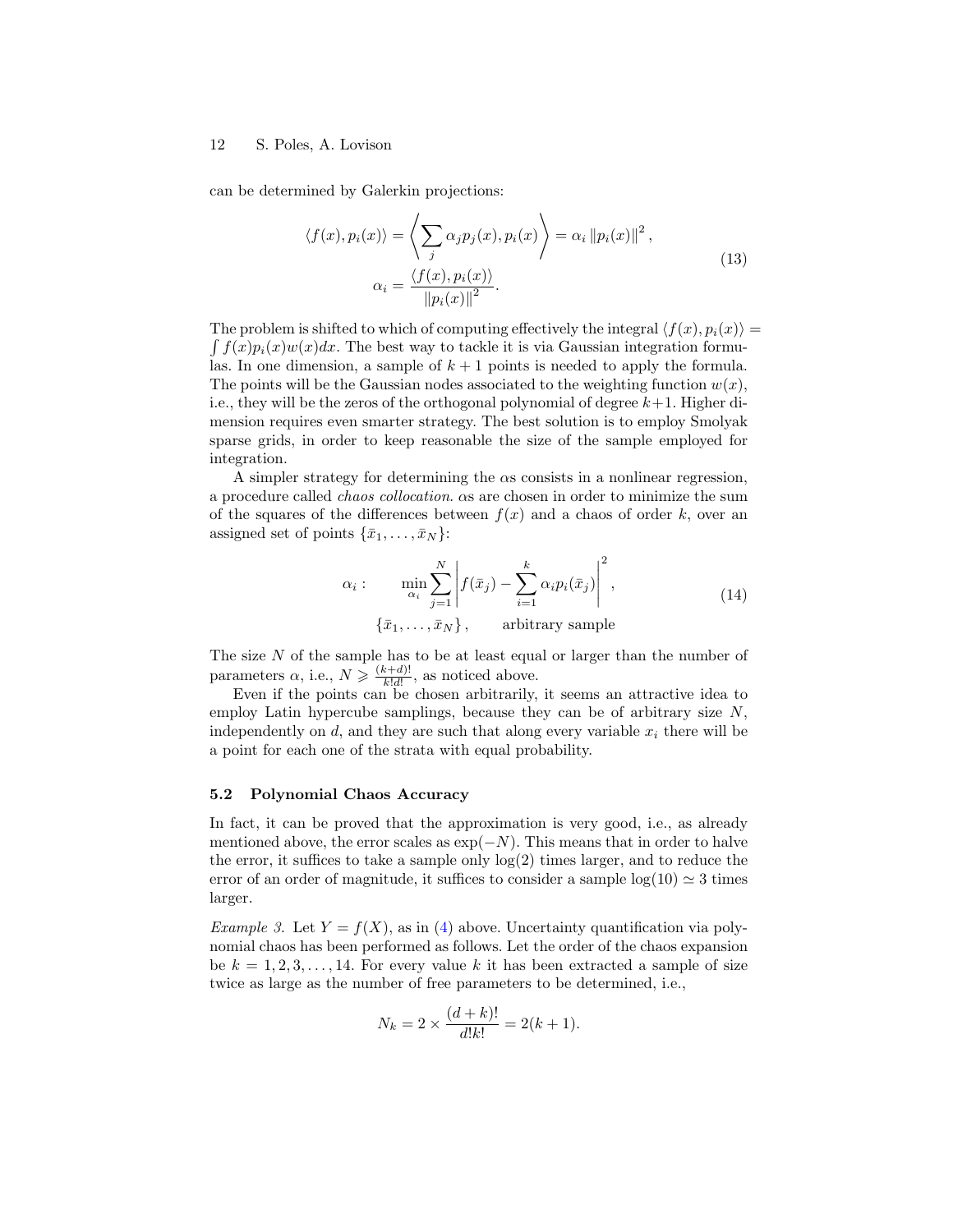can be determined by Galerkin projections:

$$
\begin{gathered}
\langle f(x), p_i(x) \rangle = \left\langle \sum_j \alpha_j p_j(x), p_i(x) \right\rangle = \alpha_i \left\| p_i(x) \right\|^2, \\
\alpha_i = \frac{\langle f(x), p_i(x) \rangle}{\left\| p_i(x) \right\|^2}.
\end{gathered} \tag{13}
$$

The problem is shifted to which of computing effectively the integral $\langle f(x), p_i(x) \rangle = \int f(x) p_i(x) w(x) dx$. The best way to tackle it is via Gaussian integration formulas. In one dimension, a sample of $k+1$ points is needed to apply the formula. The points will be the Gaussian nodes associated to the weighting function $w(x)$, i.e., they will be the zeros of the orthogonal polynomial of degree $k+1$. Higher dimension requires even smarter strategy. The best solution is to employ Smolyak sparse grids, in order to keep reasonable the size of the sample employed for integration.

A simpler strategy for determining the $\alpha$s consists in a nonlinear regression, a procedure called *chaos collocation*. $\alpha$s are chosen in order to minimize the sum of the squares of the differences between $f(x)$ and a chaos of order $k$, over an assigned set of points $\{\bar{x}_1, \ldots, \bar{x}_N\}$:

$$
\begin{gathered}
\alpha_i : \qquad \min_{\alpha_i} \sum_{j=1}^{N} \left| f(\bar{x}_j) - \sum_{i=1}^{k} \alpha_i p_i(\bar{x}_j) \right|^2, \\
\{\bar{x}_1, \ldots, \bar{x}_N\}, \qquad \text{arbitrary sample}
\end{gathered} \tag{14}
$$

The size $N$ of the sample has to be at least equal or larger than the number of parameters $\alpha$, i.e., $N \geqslant \frac{(k+d)!}{k!d!}$, as noticed above.

Even if the points can be chosen arbitrarily, it seems an attractive idea to employ Latin hypercube samplings, because they can be of arbitrary size $N$, independently on $d$, and they are such that along every variable $x_i$ there will be a point for each one of the strata with equal probability.

### 5.2 Polynomial Chaos Accuracy

In fact, it can be proved that the approximation is very good, i.e., as already mentioned above, the error scales as $\exp(-N)$. This means that in order to halve the error, it suffices to take a sample only $\log(2)$ times larger, and to reduce the error of an order of magnitude, it suffices to consider a sample $\log(10) \simeq 3$ times larger.

*Example 3.* Let $Y = f(X)$, as in (4) above. Uncertainty quantification via polynomial chaos has been performed as follows. Let the order of the chaos expansion be $k = 1, 2, 3, \ldots, 14$. For every value $k$ it has been extracted a sample of size twice as large as the number of free parameters to be determined, i.e.,

$$
N_k = 2 \times \frac{(d+k)!}{d!k!} = 2(k+1).
$$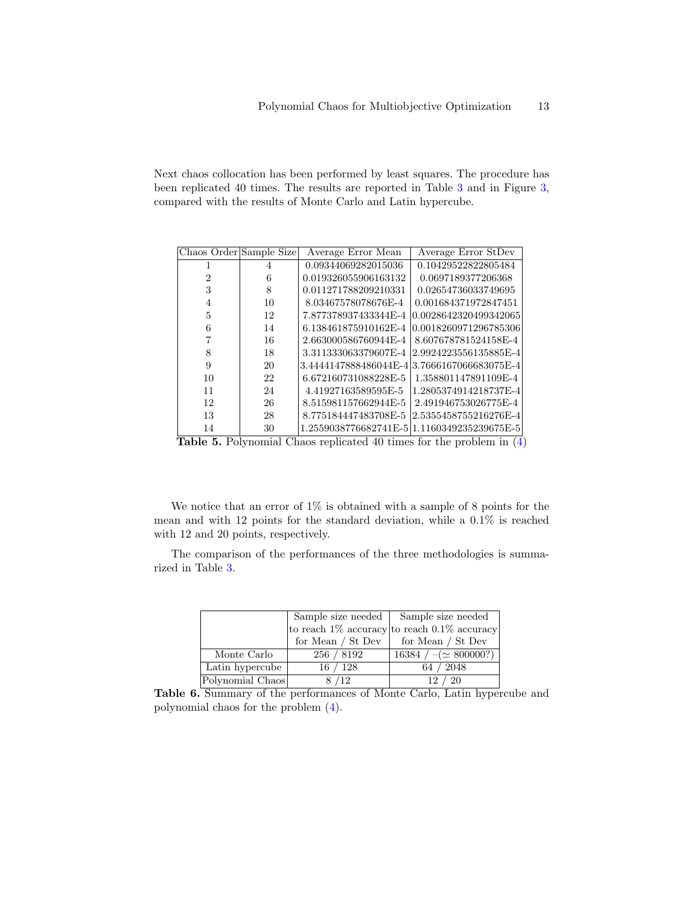Next chaos collocation has been performed by least squares. The procedure has been replicated 40 times. The results are reported in Table 3 and in Figure 3, compared with the results of Monte Carlo and Latin hypercube.

| Chaos Order | Sample Size | Average Error Mean | Average Error StDev |
|---|---|---|---|
| 1 | 4 | 0.09344069282015036 | 0.10429522822805484 |
| 2 | 6 | 0.019326055906163132 | 0.0697189377206368 |
| 3 | 8 | 0.011271788209210331 | 0.02654736033749695 |
| 4 | 10 | 8.03467578078676E-4 | 0.001684371972847451 |
| 5 | 12 | 7.877378937433344E-4 | 0.0028642320499342065 |
| 6 | 14 | 6.138461875910162E-4 | 0.0018260971296785306 |
| 7 | 16 | 2.663000586760944E-4 | 8.607678781524158E-4 |
| 8 | 18 | 3.311333063379607E-4 | 2.9924223556135885E-4 |
| 9 | 20 | 3.4444147888486044E-4 | 3.7666167066683075E-4 |
| 10 | 22 | 6.672160731088228E-5 | 1.358801147891109E-4 |
| 11 | 24 | 4.41927163589595E-5 | 1.2805374914218737E-4 |
| 12 | 26 | 8.515981157662944E-5 | 2.491946753026775E-4 |
| 13 | 28 | 8.775184447483708E-5 | 2.5355458755216276E-4 |
| 14 | 30 | 1.2559038776682741E-5 | 1.1160349235239675E-5 |

**Table 5.** Polynomial Chaos replicated 40 times for the problem in (4)

We notice that an error of 1% is obtained with a sample of 8 points for the mean and with 12 points for the standard deviation, while a 0.1% is reached with 12 and 20 points, respectively.

The comparison of the performances of the three methodologies is summarized in Table 3.

| | Sample size needed to reach 1% accuracy for Mean / St Dev | Sample size needed to reach 0.1% accuracy for Mean / St Dev |
|---|---|---|
| Monte Carlo | 256 / 8192 | 16384 / –($\simeq$ 800000?) |
| Latin hypercube | 16 / 128 | 64 / 2048 |
| Polynomial Chaos | 8 /12 | 12 / 20 |

**Table 6.** Summary of the performances of Monte Carlo, Latin hypercube and polynomial chaos for the problem (4).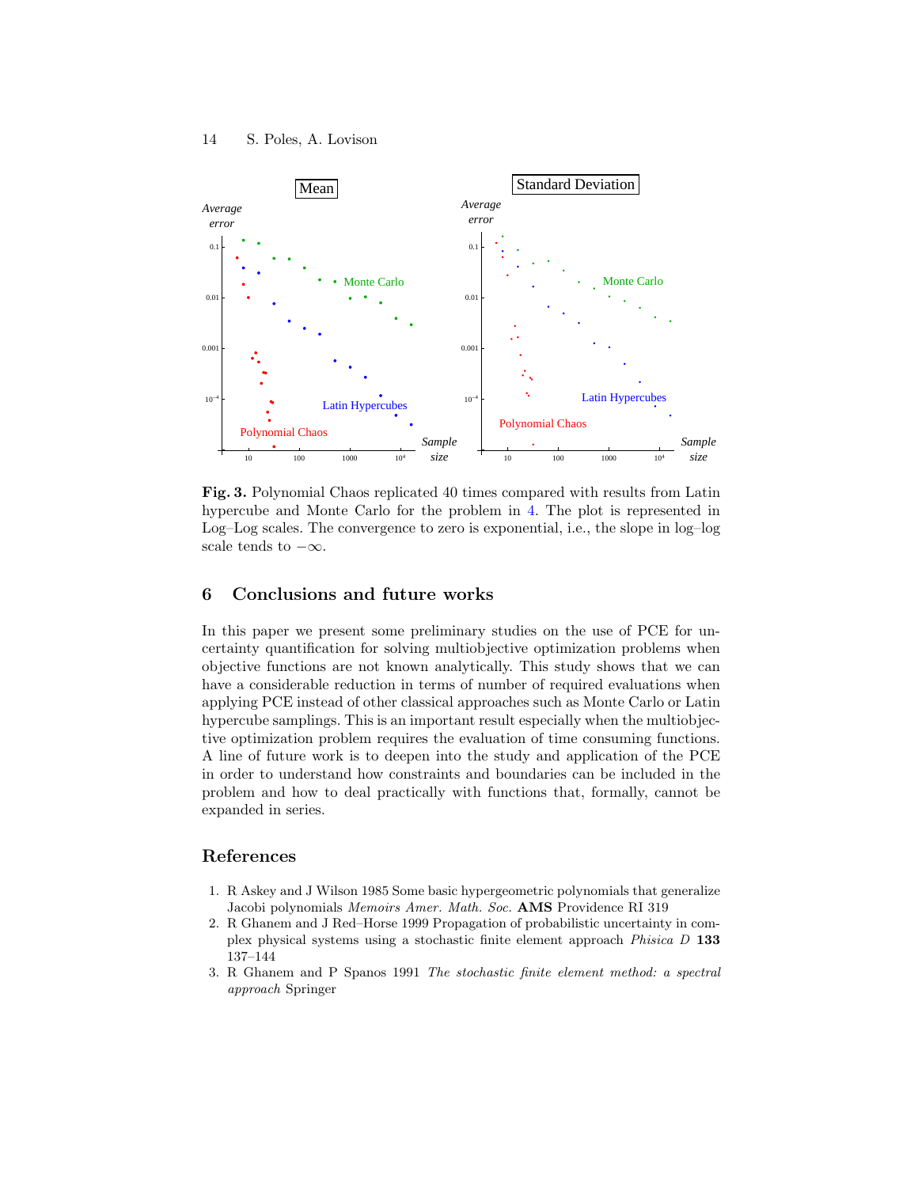**Fig. 3.** Polynomial Chaos replicated 40 times compared with results from Latin hypercube and Monte Carlo for the problem in 4. The plot is represented in Log–Log scales. The convergence to zero is exponential, i.e., the slope in log–log scale tends to $-\infty$.

## 6 Conclusions and future works

In this paper we present some preliminary studies on the use of PCE for uncertainty quantification for solving multiobjective optimization problems when objective functions are not known analytically. This study shows that we can have a considerable reduction in terms of number of required evaluations when applying PCE instead of other classical approaches such as Monte Carlo or Latin hypercube samplings. This is an important result especially when the multiobjective optimization problem requires the evaluation of time consuming functions. A line of future work is to deepen into the study and application of the PCE in order to understand how constraints and boundaries can be included in the problem and how to deal practically with functions that, formally, cannot be expanded in series.

## References

1. R Askey and J Wilson 1985 Some basic hypergeometric polynomials that generalize Jacobi polynomials *Memoirs Amer. Math. Soc.* **AMS** Providence RI 319
2. R Ghanem and J Red–Horse 1999 Propagation of probabilistic uncertainty in complex physical systems using a stochastic finite element approach *Phisica D* **133** 137–144
3. R Ghanem and P Spanos 1991 *The stochastic finite element method: a spectral approach* Springer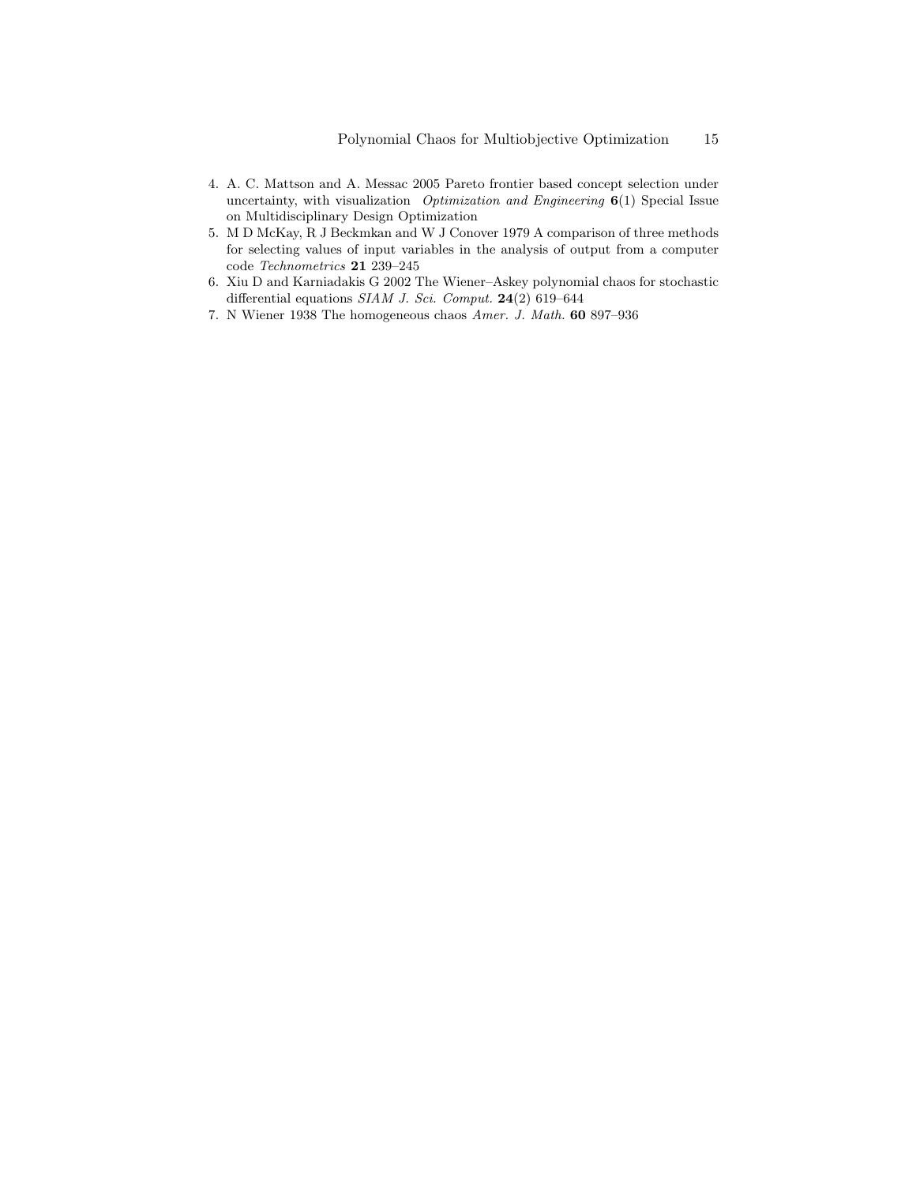4. A. C. Mattson and A. Messac 2005 Pareto frontier based concept selection under uncertainty, with visualization *Optimization and Engineering* **6**(1) Special Issue on Multidisciplinary Design Optimization
5. M D McKay, R J Beckmkan and W J Conover 1979 A comparison of three methods for selecting values of input variables in the analysis of output from a computer code *Technometrics* **21** 239–245
6. Xiu D and Karniadakis G 2002 The Wiener–Askey polynomial chaos for stochastic differential equations *SIAM J. Sci. Comput.* **24**(2) 619–644
7. N Wiener 1938 The homogeneous chaos *Amer. J. Math.* **60** 897–936